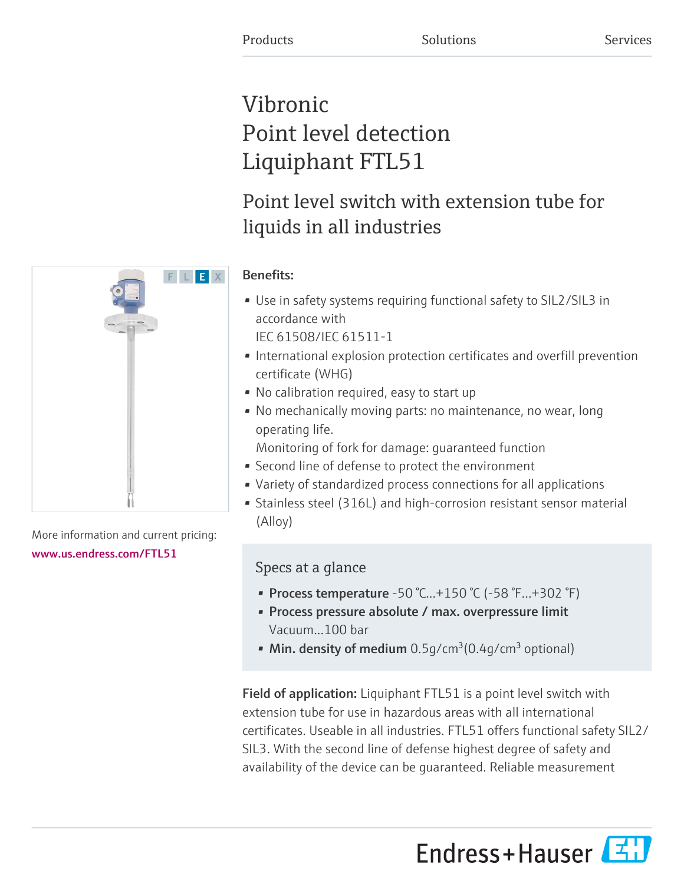Products | Solutions | Services

# Vibronic
# Point level detection
# Liquiphant FTL51

## Point level switch with extension tube for liquids in all industries

F L E X

More information and current pricing:
www.us.endress.com/FTL51

**Benefits:**

- Use in safety systems requiring functional safety to SIL2/SIL3 in accordance with IEC 61508/IEC 61511-1
- International explosion protection certificates and overfill prevention certificate (WHG)
- No calibration required, easy to start up
- No mechanically moving parts: no maintenance, no wear, long operating life. Monitoring of fork for damage: guaranteed function
- Second line of defense to protect the environment
- Variety of standardized process connections for all applications
- Stainless steel (316L) and high-corrosion resistant sensor material (Alloy)

### Specs at a glance

- **Process temperature** -50 °C...+150 °C (-58 °F...+302 °F)
- **Process pressure absolute / max. overpressure limit** Vacuum...100 bar
- **Min. density of medium** 0.5g/cm³(0.4g/cm³ optional)

**Field of application:** Liquiphant FTL51 is a point level switch with extension tube for use in hazardous areas with all international certificates. Useable in all industries. FTL51 offers functional safety SIL2/SIL3. With the second line of defense highest degree of safety and availability of the device can be guaranteed. Reliable measurement

Endress+Hauser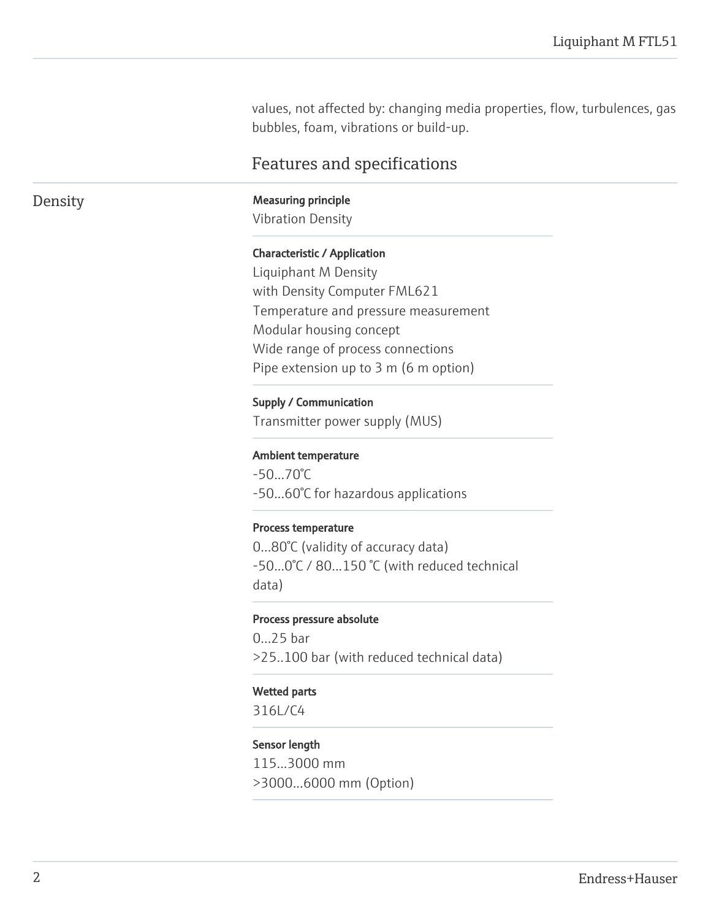values, not affected by: changing media properties, flow, turbulences, gas bubbles, foam, vibrations or build-up.

## Features and specifications

### Density

**Measuring principle**
Vibration Density

**Characteristic / Application**
Liquiphant M Density
with Density Computer FML621
Temperature and pressure measurement
Modular housing concept
Wide range of process connections
Pipe extension up to 3 m (6 m option)

**Supply / Communication**
Transmitter power supply (MUS)

**Ambient temperature**
-50...70°C
-50...60°C for hazardous applications

**Process temperature**
0...80°C (validity of accuracy data)
-50...0°C / 80...150 °C (with reduced technical data)

**Process pressure absolute**
0...25 bar
>25..100 bar (with reduced technical data)

**Wetted parts**
316L/C4

**Sensor length**
115...3000 mm
>3000...6000 mm (Option)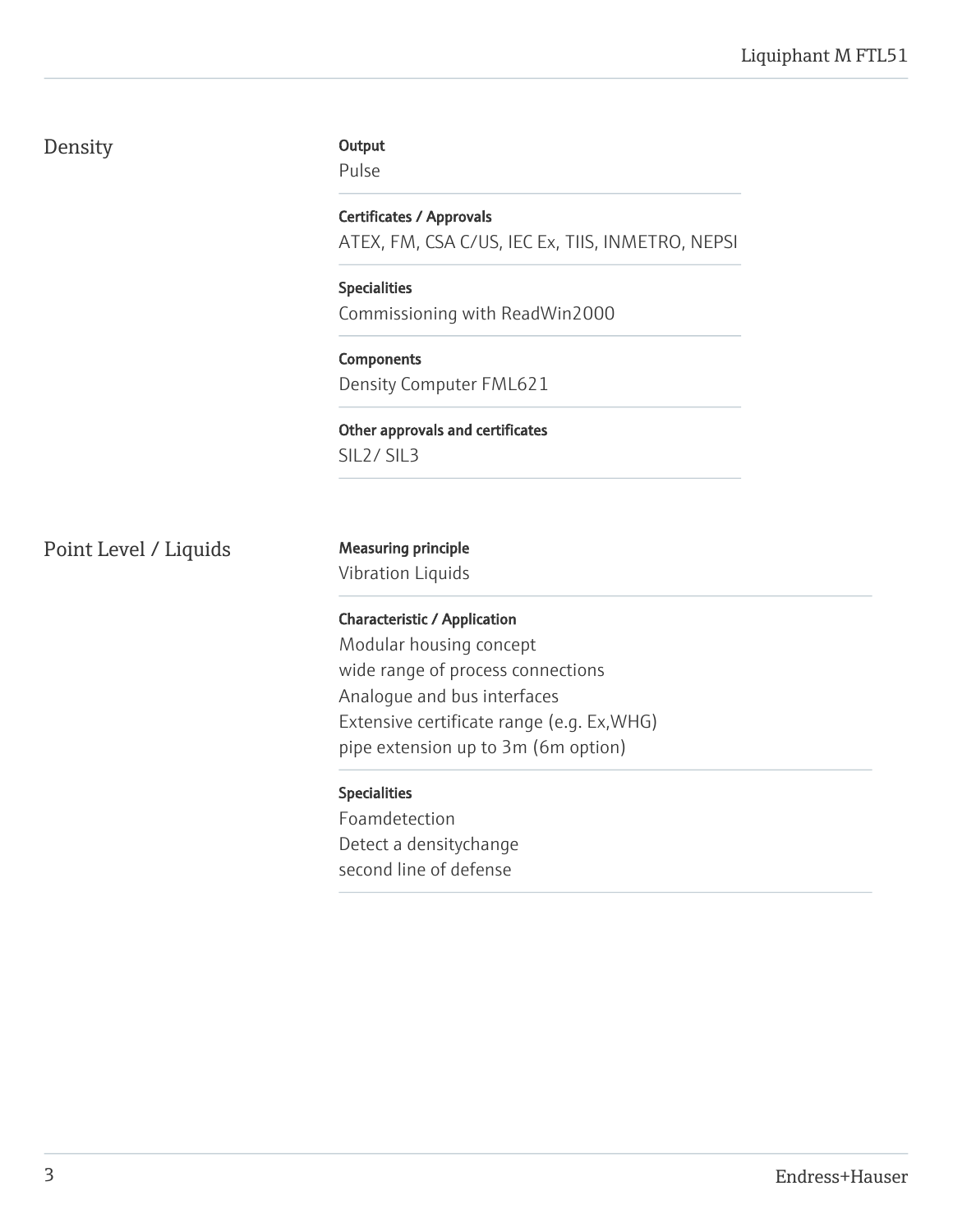## Density

**Output**
Pulse

**Certificates / Approvals**
ATEX, FM, CSA C/US, IEC Ex, TIIS, INMETRO, NEPSI

**Specialities**
Commissioning with ReadWin2000

**Components**
Density Computer FML621

**Other approvals and certificates**
SIL2/ SIL3

## Point Level / Liquids

**Measuring principle**
Vibration Liquids

**Characteristic / Application**
Modular housing concept
wide range of process connections
Analogue and bus interfaces
Extensive certificate range (e.g. Ex,WHG)
pipe extension up to 3m (6m option)

**Specialities**
Foamdetection
Detect a densitychange
second line of defense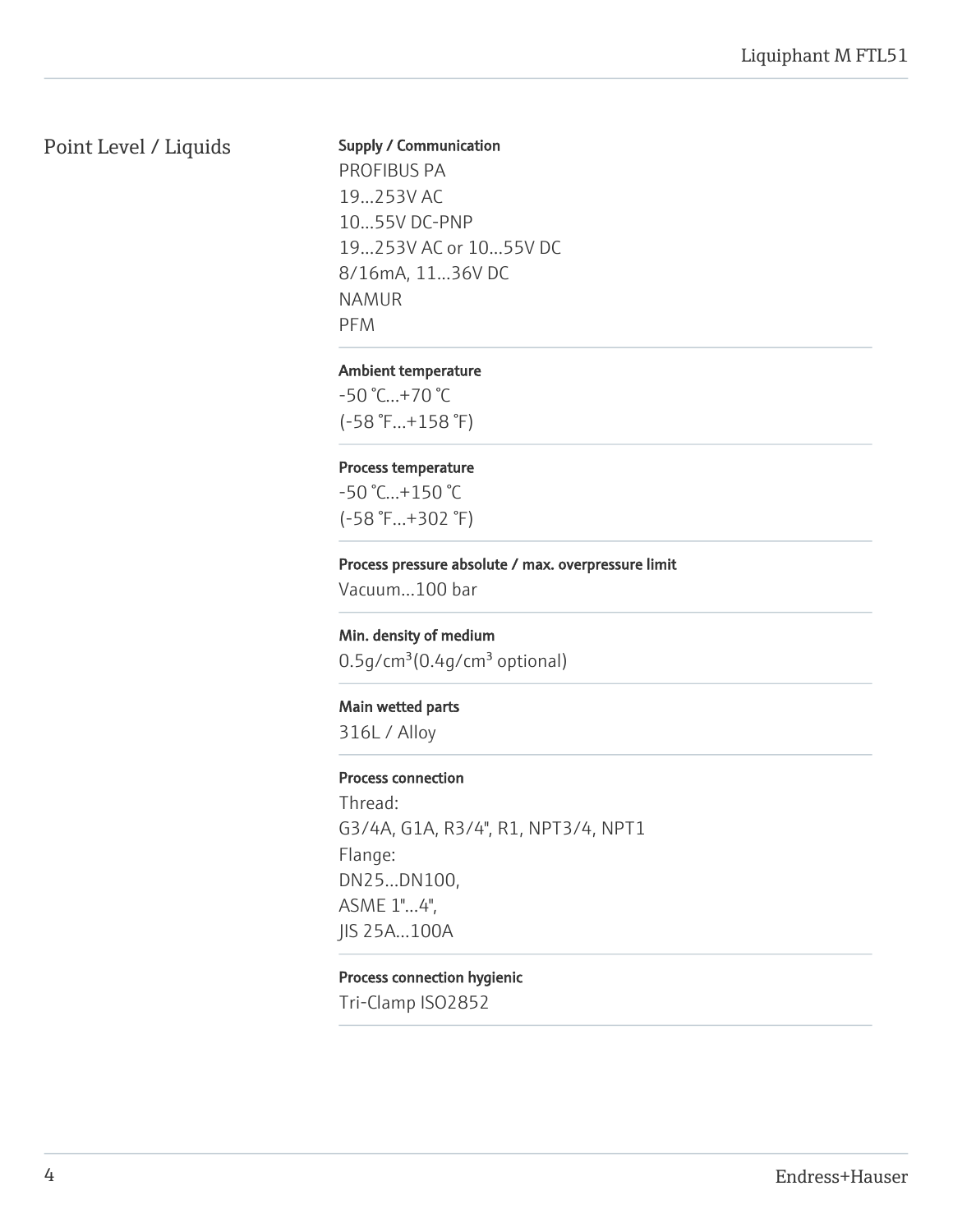## Point Level / Liquids

**Supply / Communication**

PROFIBUS PA
19...253V AC
10...55V DC-PNP
19...253V AC or 10...55V DC
8/16mA, 11...36V DC
NAMUR
PFM

**Ambient temperature**

-50 °C...+70 °C
(-58 °F...+158 °F)

**Process temperature**

-50 °C...+150 °C
(-58 °F...+302 °F)

**Process pressure absolute / max. overpressure limit**

Vacuum...100 bar

**Min. density of medium**

0.5g/cm³(0.4g/cm³ optional)

**Main wetted parts**

316L / Alloy

**Process connection**

Thread:
G3/4A, G1A, R3/4", R1, NPT3/4, NPT1
Flange:
DN25...DN100,
ASME 1"...4",
JIS 25A...100A

**Process connection hygienic**

Tri-Clamp ISO2852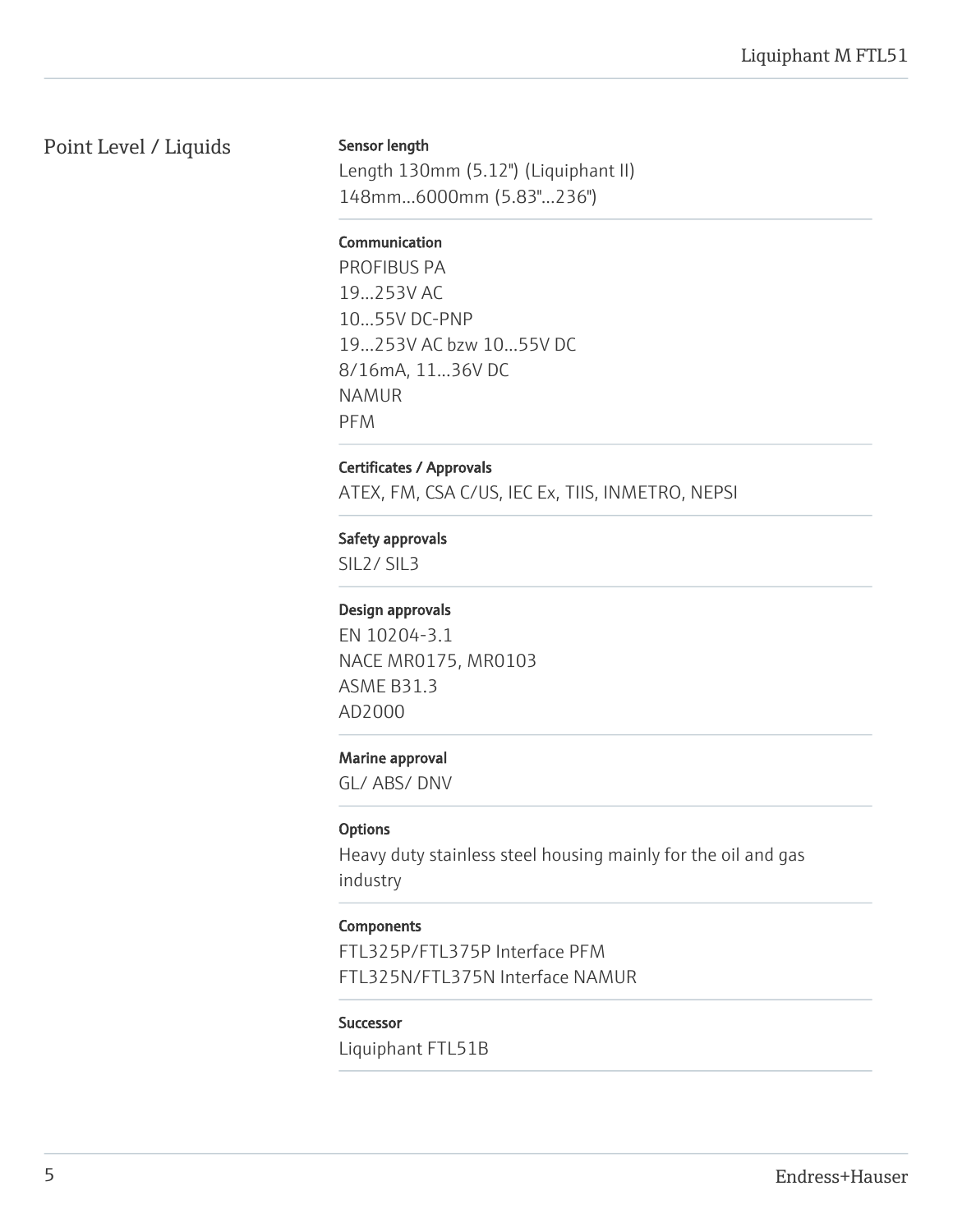## Point Level / Liquids

### Sensor length

Length 130mm (5.12") (Liquiphant II)
148mm...6000mm (5.83"...236")

### Communication

PROFIBUS PA
19...253V AC
10...55V DC-PNP
19...253V AC bzw 10...55V DC
8/16mA, 11...36V DC
NAMUR
PFM

### Certificates / Approvals

ATEX, FM, CSA C/US, IEC Ex, TIIS, INMETRO, NEPSI

### Safety approvals

SIL2/ SIL3

### Design approvals

EN 10204-3.1
NACE MR0175, MR0103
ASME B31.3
AD2000

### Marine approval

GL/ ABS/ DNV

### Options

Heavy duty stainless steel housing mainly for the oil and gas industry

### Components

FTL325P/FTL375P Interface PFM
FTL325N/FTL375N Interface NAMUR

### Successor

Liquiphant FTL51B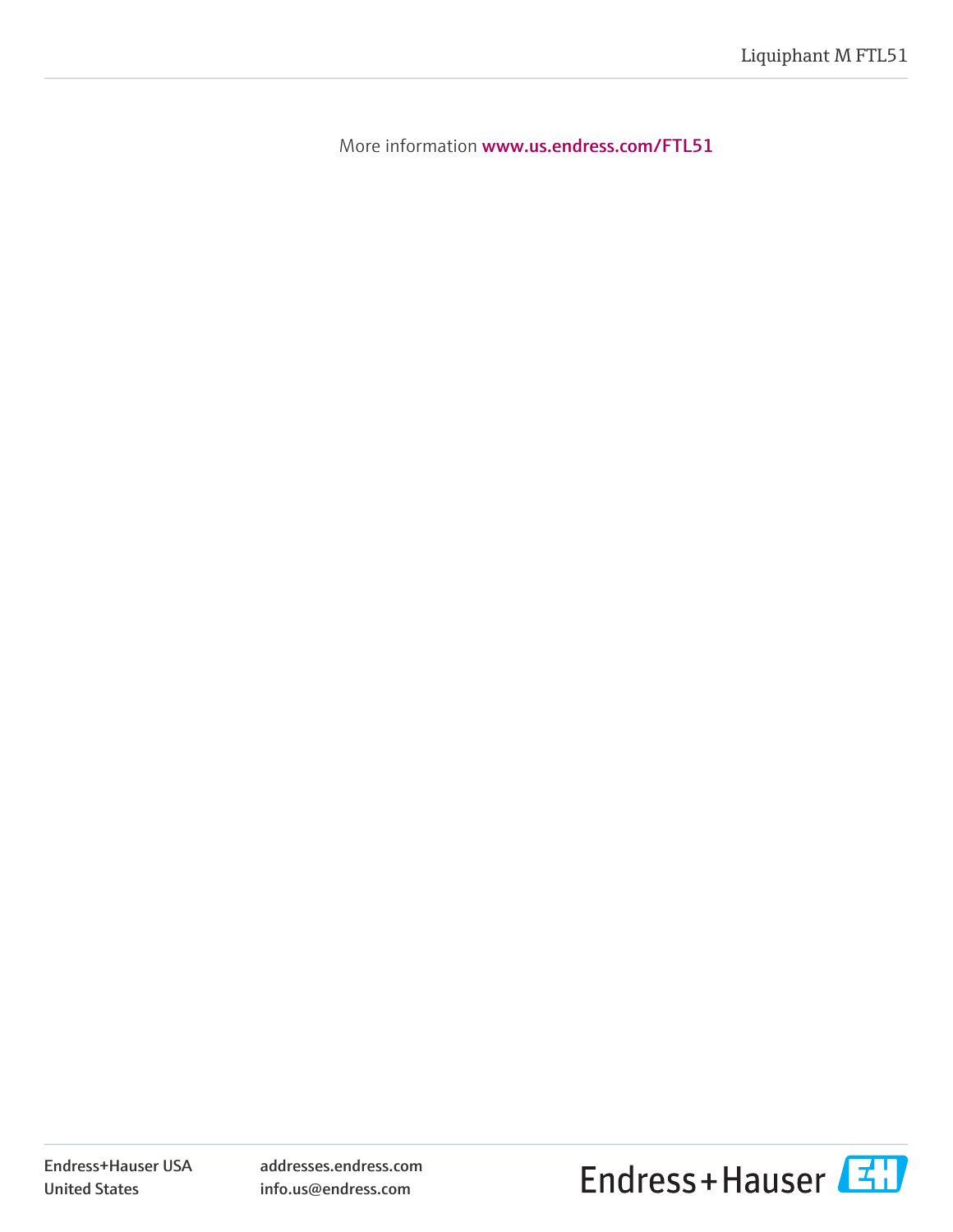More information **www.us.endress.com/FTL51**

Endress+Hauser USA
United States

addresses.endress.com
info.us@endress.com

Endress+Hauser